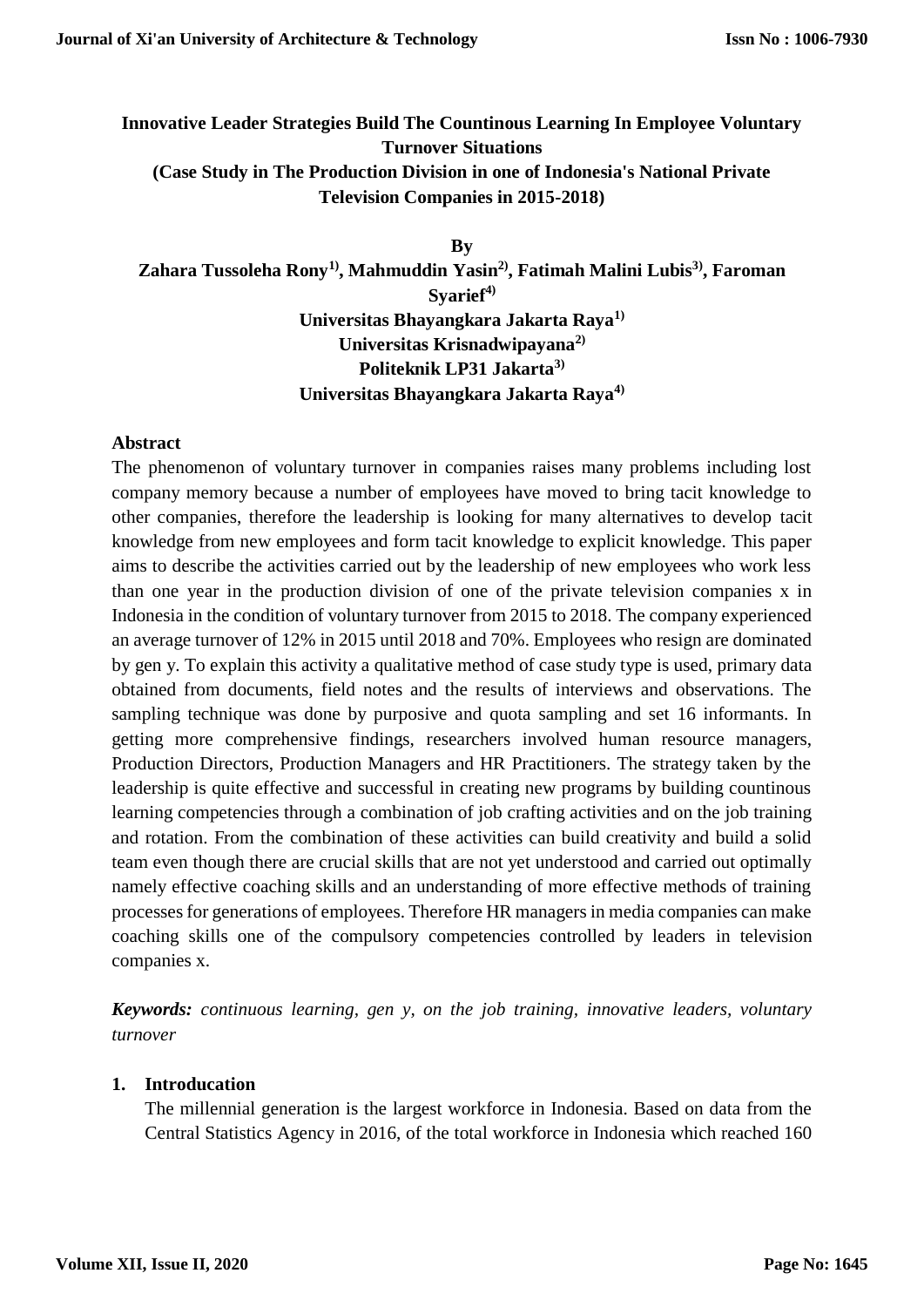# Innovative Leader Strategies Build The Countinous Learning In Employee Voluntary Turnover Situations
## (Case Study in The Production Division in one of Indonesia's National Private Television Companies in 2015-2018)

**By**

**Zahara Tussoleha Rony[1)], Mahmuddin Yasin[2)], Fatimah Malini Lubis[3)], Faroman Syarief[4)]**

**Universitas Bhayangkara Jakarta Raya[1)]**
**Universitas Krisnadwipayana[2)]**
**Politeknik LP31 Jakarta[3)]**
**Universitas Bhayangkara Jakarta Raya[4)]**

## Abstract

The phenomenon of voluntary turnover in companies raises many problems including lost company memory because a number of employees have moved to bring tacit knowledge to other companies, therefore the leadership is looking for many alternatives to develop tacit knowledge from new employees and form tacit knowledge to explicit knowledge. This paper aims to describe the activities carried out by the leadership of new employees who work less than one year in the production division of one of the private television companies x in Indonesia in the condition of voluntary turnover from 2015 to 2018. The company experienced an average turnover of 12% in 2015 until 2018 and 70%. Employees who resign are dominated by gen y. To explain this activity a qualitative method of case study type is used, primary data obtained from documents, field notes and the results of interviews and observations. The sampling technique was done by purposive and quota sampling and set 16 informants. In getting more comprehensive findings, researchers involved human resource managers, Production Directors, Production Managers and HR Practitioners. The strategy taken by the leadership is quite effective and successful in creating new programs by building countinous learning competencies through a combination of job crafting activities and on the job training and rotation. From the combination of these activities can build creativity and build a solid team even though there are crucial skills that are not yet understood and carried out optimally namely effective coaching skills and an understanding of more effective methods of training processes for generations of employees. Therefore HR managers in media companies can make coaching skills one of the compulsory competencies controlled by leaders in television companies x.

***Keywords:*** *continuous learning, gen y, on the job training, innovative leaders, voluntary turnover*

## 1. Introducation

The millennial generation is the largest workforce in Indonesia. Based on data from the Central Statistics Agency in 2016, of the total workforce in Indonesia which reached 160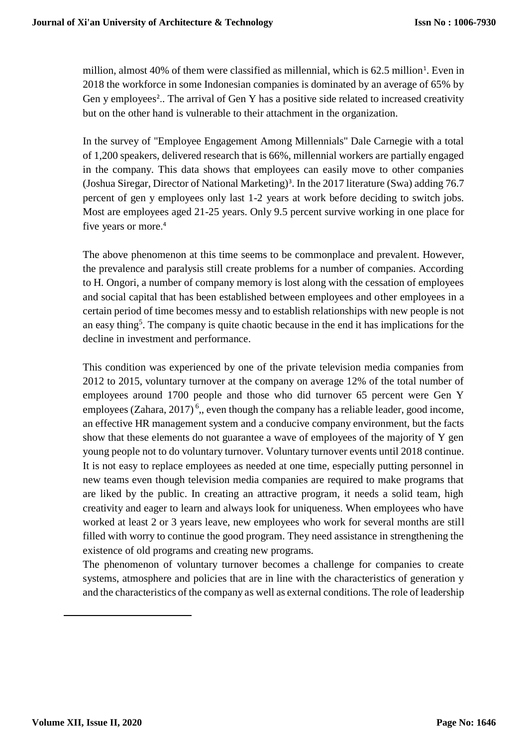million, almost 40% of them were classified as millennial, which is 62.5 million[1]. Even in 2018 the workforce in some Indonesian companies is dominated by an average of 65% by Gen y employees[2].. The arrival of Gen Y has a positive side related to increased creativity but on the other hand is vulnerable to their attachment in the organization.

In the survey of "Employee Engagement Among Millennials" Dale Carnegie with a total of 1,200 speakers, delivered research that is 66%, millennial workers are partially engaged in the company. This data shows that employees can easily move to other companies (Joshua Siregar, Director of National Marketing)[3]. In the 2017 literature (Swa) adding 76.7 percent of gen y employees only last 1-2 years at work before deciding to switch jobs. Most are employees aged 21-25 years. Only 9.5 percent survive working in one place for five years or more.[4]

The above phenomenon at this time seems to be commonplace and prevalent. However, the prevalence and paralysis still create problems for a number of companies. According to H. Ongori, a number of company memory is lost along with the cessation of employees and social capital that has been established between employees and other employees in a certain period of time becomes messy and to establish relationships with new people is not an easy thing[5]. The company is quite chaotic because in the end it has implications for the decline in investment and performance.

This condition was experienced by one of the private television media companies from 2012 to 2015, voluntary turnover at the company on average 12% of the total number of employees around 1700 people and those who did turnover 65 percent were Gen Y employees (Zahara, 2017)[6],, even though the company has a reliable leader, good income, an effective HR management system and a conducive company environment, but the facts show that these elements do not guarantee a wave of employees of the majority of Y gen young people not to do voluntary turnover. Voluntary turnover events until 2018 continue. It is not easy to replace employees as needed at one time, especially putting personnel in new teams even though television media companies are required to make programs that are liked by the public. In creating an attractive program, it needs a solid team, high creativity and eager to learn and always look for uniqueness. When employees who have worked at least 2 or 3 years leave, new employees who work for several months are still filled with worry to continue the good program. They need assistance in strengthening the existence of old programs and creating new programs.

The phenomenon of voluntary turnover becomes a challenge for companies to create systems, atmosphere and policies that are in line with the characteristics of generation y and the characteristics of the company as well as external conditions. The role of leadership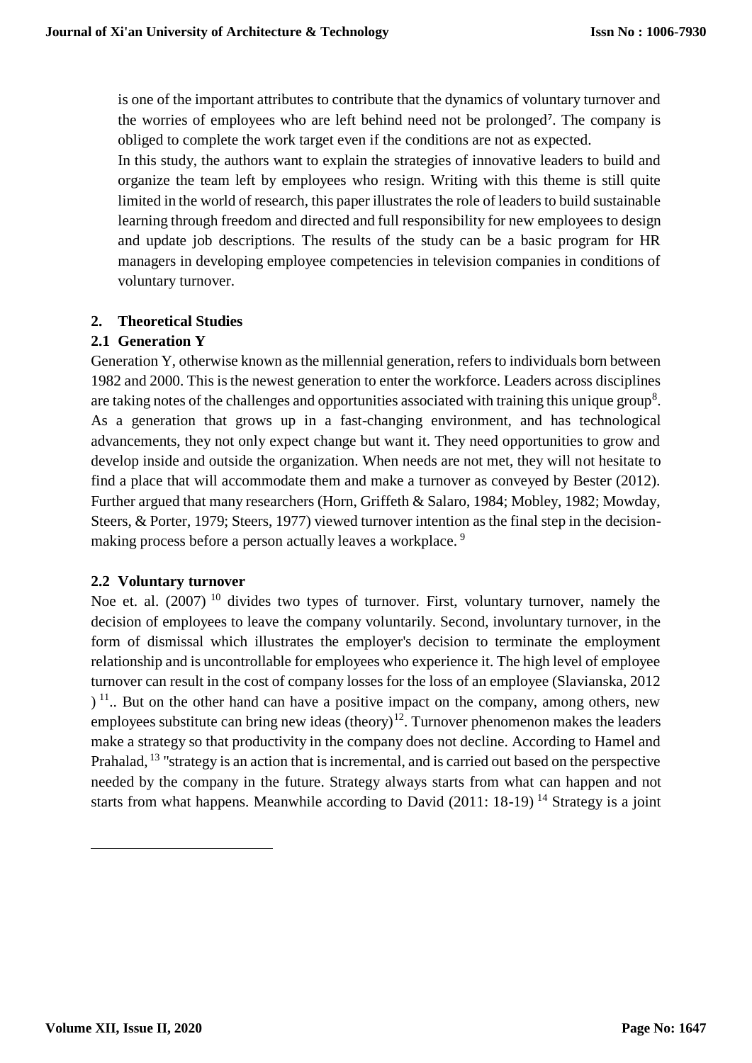is one of the important attributes to contribute that the dynamics of voluntary turnover and the worries of employees who are left behind need not be prolonged[7]. The company is obliged to complete the work target even if the conditions are not as expected.

In this study, the authors want to explain the strategies of innovative leaders to build and organize the team left by employees who resign. Writing with this theme is still quite limited in the world of research, this paper illustrates the role of leaders to build sustainable learning through freedom and directed and full responsibility for new employees to design and update job descriptions. The results of the study can be a basic program for HR managers in developing employee competencies in television companies in conditions of voluntary turnover.

## 2. Theoretical Studies

### 2.1 Generation Y

Generation Y, otherwise known as the millennial generation, refers to individuals born between 1982 and 2000. This is the newest generation to enter the workforce. Leaders across disciplines are taking notes of the challenges and opportunities associated with training this unique group[8]. As a generation that grows up in a fast-changing environment, and has technological advancements, they not only expect change but want it. They need opportunities to grow and develop inside and outside the organization. When needs are not met, they will not hesitate to find a place that will accommodate them and make a turnover as conveyed by Bester (2012). Further argued that many researchers (Horn, Griffeth & Salaro, 1984; Mobley, 1982; Mowday, Steers, & Porter, 1979; Steers, 1977) viewed turnover intention as the final step in the decision-making process before a person actually leaves a workplace. [9]

### 2.2 Voluntary turnover

Noe et. al. (2007) [10] divides two types of turnover. First, voluntary turnover, namely the decision of employees to leave the company voluntarily. Second, involuntary turnover, in the form of dismissal which illustrates the employer's decision to terminate the employment relationship and is uncontrollable for employees who experience it. The high level of employee turnover can result in the cost of company losses for the loss of an employee (Slavianska, 2012 ) [11].. But on the other hand can have a positive impact on the company, among others, new employees substitute can bring new ideas (theory)[12]. Turnover phenomenon makes the leaders make a strategy so that productivity in the company does not decline. According to Hamel and Prahalad, [13] "strategy is an action that is incremental, and is carried out based on the perspective needed by the company in the future. Strategy always starts from what can happen and not starts from what happens. Meanwhile according to David (2011: 18-19) [14] Strategy is a joint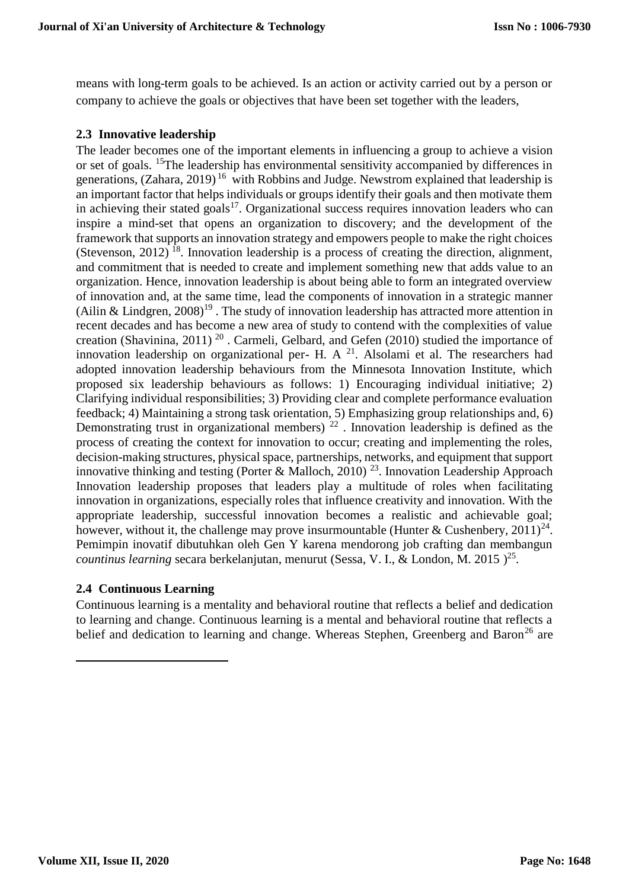means with long-term goals to be achieved. Is an action or activity carried out by a person or company to achieve the goals or objectives that have been set together with the leaders,

### 2.3 Innovative leadership

The leader becomes one of the important elements in influencing a group to achieve a vision or set of goals. [15]The leadership has environmental sensitivity accompanied by differences in generations, (Zahara, 2019) [16] with Robbins and Judge. Newstrom explained that leadership is an important factor that helps individuals or groups identify their goals and then motivate them in achieving their stated goals[17]. Organizational success requires innovation leaders who can inspire a mind-set that opens an organization to discovery; and the development of the framework that supports an innovation strategy and empowers people to make the right choices (Stevenson, 2012) [18]. Innovation leadership is a process of creating the direction, alignment, and commitment that is needed to create and implement something new that adds value to an organization. Hence, innovation leadership is about being able to form an integrated overview of innovation and, at the same time, lead the components of innovation in a strategic manner (Ailin & Lindgren, 2008)[19] . The study of innovation leadership has attracted more attention in recent decades and has become a new area of study to contend with the complexities of value creation (Shavinina, 2011) [20] . Carmeli, Gelbard, and Gefen (2010) studied the importance of innovation leadership on organizational per- H. A [21]. Alsolami et al. The researchers had adopted innovation leadership behaviours from the Minnesota Innovation Institute, which proposed six leadership behaviours as follows: 1) Encouraging individual initiative; 2) Clarifying individual responsibilities; 3) Providing clear and complete performance evaluation feedback; 4) Maintaining a strong task orientation, 5) Emphasizing group relationships and, 6) Demonstrating trust in organizational members) [22] . Innovation leadership is defined as the process of creating the context for innovation to occur; creating and implementing the roles, decision-making structures, physical space, partnerships, networks, and equipment that support innovative thinking and testing (Porter & Malloch, 2010) [23]. Innovation Leadership Approach Innovation leadership proposes that leaders play a multitude of roles when facilitating innovation in organizations, especially roles that influence creativity and innovation. With the appropriate leadership, successful innovation becomes a realistic and achievable goal; however, without it, the challenge may prove insurmountable (Hunter & Cushenbery, 2011)[24]. Pemimpin inovatif dibutuhkan oleh Gen Y karena mendorong job crafting dan membangun *countinus learning* secara berkelanjutan, menurut (Sessa, V. I., & London, M. 2015 )[25].

### 2.4 Continuous Learning

Continuous learning is a mentality and behavioral routine that reflects a belief and dedication to learning and change. Continuous learning is a mental and behavioral routine that reflects a belief and dedication to learning and change. Whereas Stephen, Greenberg and Baron[26] are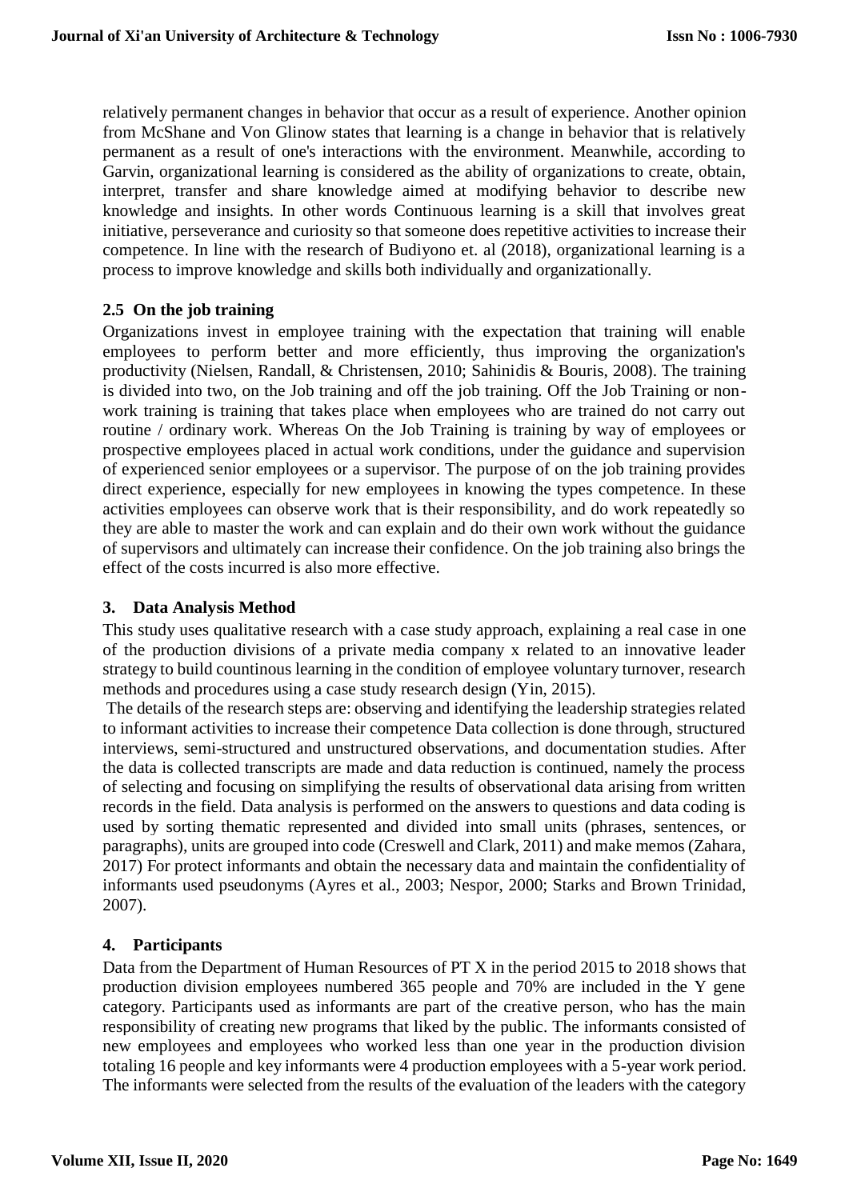relatively permanent changes in behavior that occur as a result of experience. Another opinion from McShane and Von Glinow states that learning is a change in behavior that is relatively permanent as a result of one's interactions with the environment. Meanwhile, according to Garvin, organizational learning is considered as the ability of organizations to create, obtain, interpret, transfer and share knowledge aimed at modifying behavior to describe new knowledge and insights. In other words Continuous learning is a skill that involves great initiative, perseverance and curiosity so that someone does repetitive activities to increase their competence. In line with the research of Budiyono et. al (2018), organizational learning is a process to improve knowledge and skills both individually and organizationally.

### 2.5 On the job training

Organizations invest in employee training with the expectation that training will enable employees to perform better and more efficiently, thus improving the organization's productivity (Nielsen, Randall, & Christensen, 2010; Sahinidis & Bouris, 2008). The training is divided into two, on the Job training and off the job training. Off the Job Training or non-work training is training that takes place when employees who are trained do not carry out routine / ordinary work. Whereas On the Job Training is training by way of employees or prospective employees placed in actual work conditions, under the guidance and supervision of experienced senior employees or a supervisor. The purpose of on the job training provides direct experience, especially for new employees in knowing the types competence. In these activities employees can observe work that is their responsibility, and do work repeatedly so they are able to master the work and can explain and do their own work without the guidance of supervisors and ultimately can increase their confidence. On the job training also brings the effect of the costs incurred is also more effective.

## 3. Data Analysis Method

This study uses qualitative research with a case study approach, explaining a real case in one of the production divisions of a private media company x related to an innovative leader strategy to build countinous learning in the condition of employee voluntary turnover, research methods and procedures using a case study research design (Yin, 2015).

The details of the research steps are: observing and identifying the leadership strategies related to informant activities to increase their competence Data collection is done through, structured interviews, semi-structured and unstructured observations, and documentation studies. After the data is collected transcripts are made and data reduction is continued, namely the process of selecting and focusing on simplifying the results of observational data arising from written records in the field. Data analysis is performed on the answers to questions and data coding is used by sorting thematic represented and divided into small units (phrases, sentences, or paragraphs), units are grouped into code (Creswell and Clark, 2011) and make memos (Zahara, 2017) For protect informants and obtain the necessary data and maintain the confidentiality of informants used pseudonyms (Ayres et al., 2003; Nespor, 2000; Starks and Brown Trinidad, 2007).

## 4. Participants

Data from the Department of Human Resources of PT X in the period 2015 to 2018 shows that production division employees numbered 365 people and 70% are included in the Y gene category. Participants used as informants are part of the creative person, who has the main responsibility of creating new programs that liked by the public. The informants consisted of new employees and employees who worked less than one year in the production division totaling 16 people and key informants were 4 production employees with a 5-year work period. The informants were selected from the results of the evaluation of the leaders with the category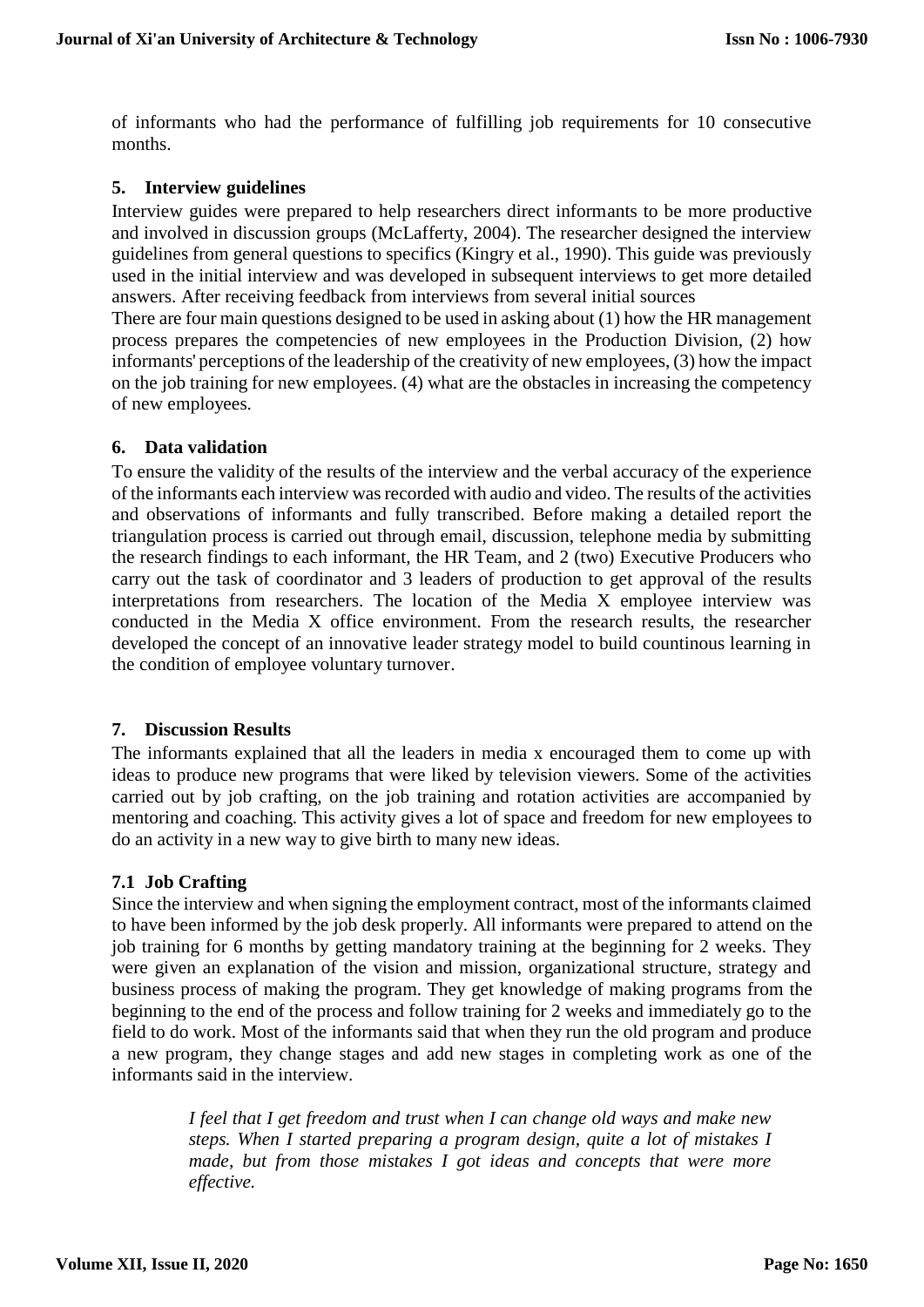of informants who had the performance of fulfilling job requirements for 10 consecutive months.

## 5. Interview guidelines

Interview guides were prepared to help researchers direct informants to be more productive and involved in discussion groups (McLafferty, 2004). The researcher designed the interview guidelines from general questions to specifics (Kingry et al., 1990). This guide was previously used in the initial interview and was developed in subsequent interviews to get more detailed answers. After receiving feedback from interviews from several initial sources

There are four main questions designed to be used in asking about (1) how the HR management process prepares the competencies of new employees in the Production Division, (2) how informants' perceptions of the leadership of the creativity of new employees, (3) how the impact on the job training for new employees. (4) what are the obstacles in increasing the competency of new employees.

## 6. Data validation

To ensure the validity of the results of the interview and the verbal accuracy of the experience of the informants each interview was recorded with audio and video. The results of the activities and observations of informants and fully transcribed. Before making a detailed report the triangulation process is carried out through email, discussion, telephone media by submitting the research findings to each informant, the HR Team, and 2 (two) Executive Producers who carry out the task of coordinator and 3 leaders of production to get approval of the results interpretations from researchers. The location of the Media X employee interview was conducted in the Media X office environment. From the research results, the researcher developed the concept of an innovative leader strategy model to build countinous learning in the condition of employee voluntary turnover.

## 7. Discussion Results

The informants explained that all the leaders in media x encouraged them to come up with ideas to produce new programs that were liked by television viewers. Some of the activities carried out by job crafting, on the job training and rotation activities are accompanied by mentoring and coaching. This activity gives a lot of space and freedom for new employees to do an activity in a new way to give birth to many new ideas.

### 7.1 Job Crafting

Since the interview and when signing the employment contract, most of the informants claimed to have been informed by the job desk properly. All informants were prepared to attend on the job training for 6 months by getting mandatory training at the beginning for 2 weeks. They were given an explanation of the vision and mission, organizational structure, strategy and business process of making the program. They get knowledge of making programs from the beginning to the end of the process and follow training for 2 weeks and immediately go to the field to do work. Most of the informants said that when they run the old program and produce a new program, they change stages and add new stages in completing work as one of the informants said in the interview.

> *I feel that I get freedom and trust when I can change old ways and make new steps. When I started preparing a program design, quite a lot of mistakes I made, but from those mistakes I got ideas and concepts that were more effective.*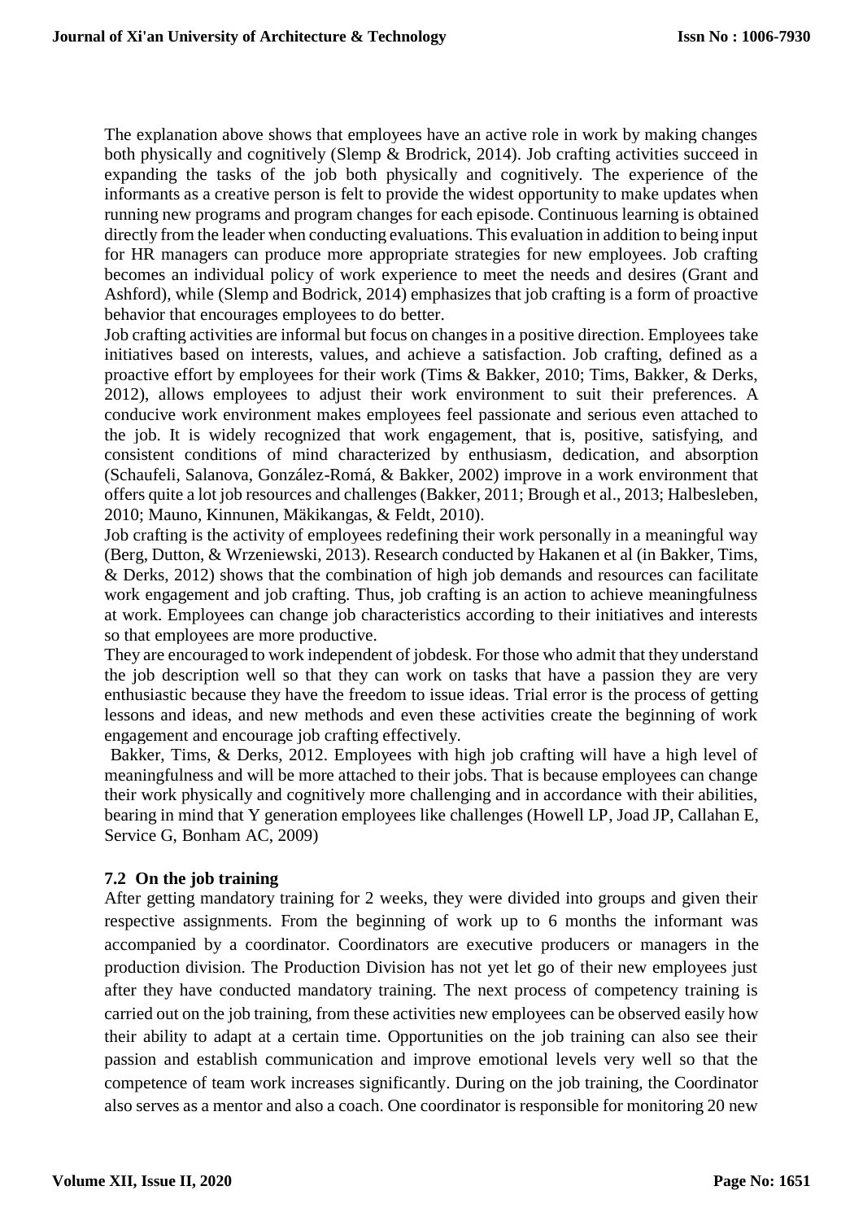The explanation above shows that employees have an active role in work by making changes both physically and cognitively (Slemp & Brodrick, 2014). Job crafting activities succeed in expanding the tasks of the job both physically and cognitively. The experience of the informants as a creative person is felt to provide the widest opportunity to make updates when running new programs and program changes for each episode. Continuous learning is obtained directly from the leader when conducting evaluations. This evaluation in addition to being input for HR managers can produce more appropriate strategies for new employees. Job crafting becomes an individual policy of work experience to meet the needs and desires (Grant and Ashford), while (Slemp and Bodrick, 2014) emphasizes that job crafting is a form of proactive behavior that encourages employees to do better.

Job crafting activities are informal but focus on changes in a positive direction. Employees take initiatives based on interests, values, and achieve a satisfaction. Job crafting, defined as a proactive effort by employees for their work (Tims & Bakker, 2010; Tims, Bakker, & Derks, 2012), allows employees to adjust their work environment to suit their preferences. A conducive work environment makes employees feel passionate and serious even attached to the job. It is widely recognized that work engagement, that is, positive, satisfying, and consistent conditions of mind characterized by enthusiasm, dedication, and absorption (Schaufeli, Salanova, González-Romá, & Bakker, 2002) improve in a work environment that offers quite a lot job resources and challenges (Bakker, 2011; Brough et al., 2013; Halbesleben, 2010; Mauno, Kinnunen, Mäkikangas, & Feldt, 2010).

Job crafting is the activity of employees redefining their work personally in a meaningful way (Berg, Dutton, & Wrzeniewski, 2013). Research conducted by Hakanen et al (in Bakker, Tims, & Derks, 2012) shows that the combination of high job demands and resources can facilitate work engagement and job crafting. Thus, job crafting is an action to achieve meaningfulness at work. Employees can change job characteristics according to their initiatives and interests so that employees are more productive.

They are encouraged to work independent of jobdesk. For those who admit that they understand the job description well so that they can work on tasks that have a passion they are very enthusiastic because they have the freedom to issue ideas. Trial error is the process of getting lessons and ideas, and new methods and even these activities create the beginning of work engagement and encourage job crafting effectively.

Bakker, Tims, & Derks, 2012. Employees with high job crafting will have a high level of meaningfulness and will be more attached to their jobs. That is because employees can change their work physically and cognitively more challenging and in accordance with their abilities, bearing in mind that Y generation employees like challenges (Howell LP, Joad JP, Callahan E, Service G, Bonham AC, 2009)

### 7.2 On the job training

After getting mandatory training for 2 weeks, they were divided into groups and given their respective assignments. From the beginning of work up to 6 months the informant was accompanied by a coordinator. Coordinators are executive producers or managers in the production division. The Production Division has not yet let go of their new employees just after they have conducted mandatory training. The next process of competency training is carried out on the job training, from these activities new employees can be observed easily how their ability to adapt at a certain time. Opportunities on the job training can also see their passion and establish communication and improve emotional levels very well so that the competence of team work increases significantly. During on the job training, the Coordinator also serves as a mentor and also a coach. One coordinator is responsible for monitoring 20 new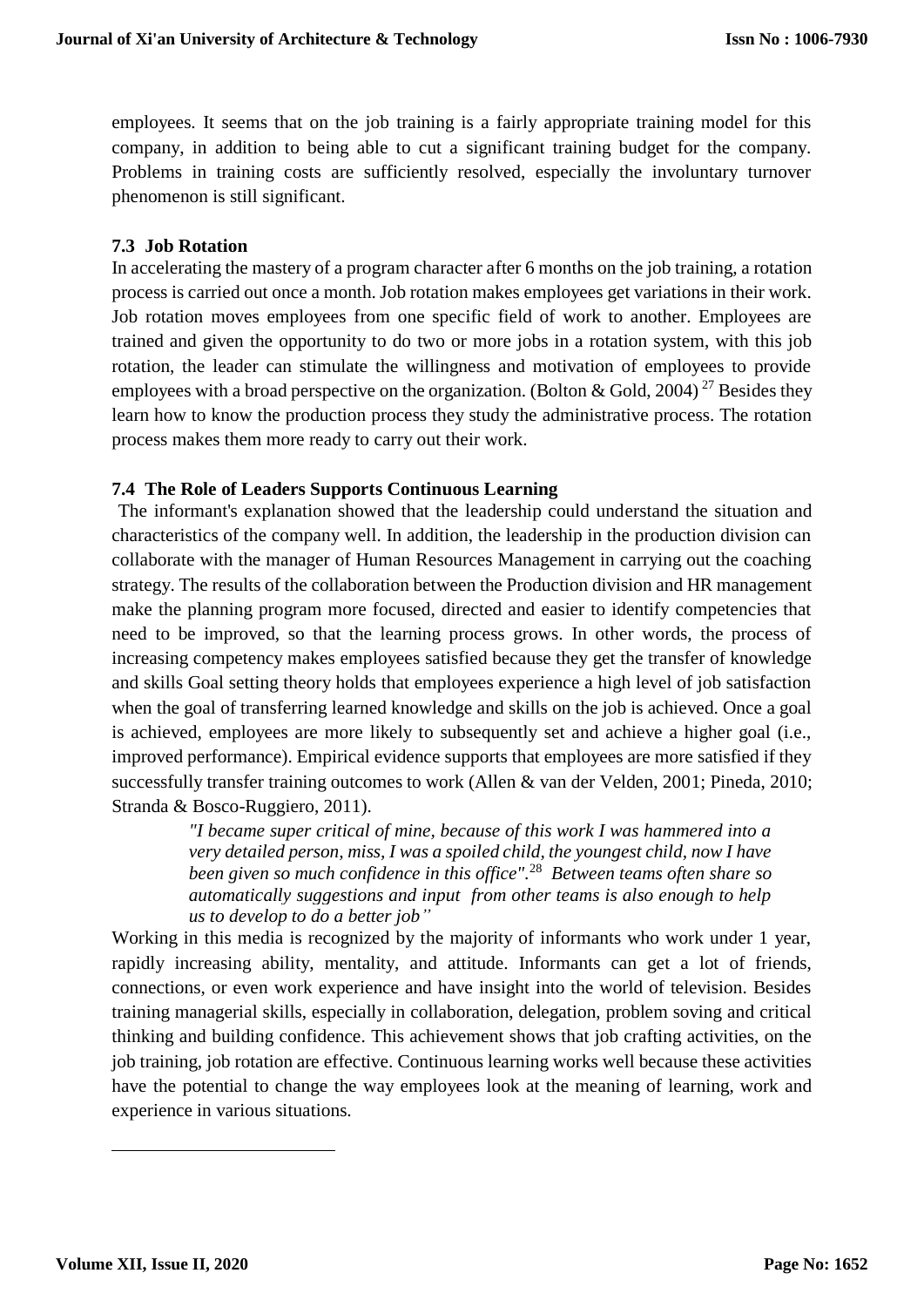employees. It seems that on the job training is a fairly appropriate training model for this company, in addition to being able to cut a significant training budget for the company. Problems in training costs are sufficiently resolved, especially the involuntary turnover phenomenon is still significant.

### 7.3 Job Rotation

In accelerating the mastery of a program character after 6 months on the job training, a rotation process is carried out once a month. Job rotation makes employees get variations in their work. Job rotation moves employees from one specific field of work to another. Employees are trained and given the opportunity to do two or more jobs in a rotation system, with this job rotation, the leader can stimulate the willingness and motivation of employees to provide employees with a broad perspective on the organization. (Bolton & Gold, 2004) [27] Besides they learn how to know the production process they study the administrative process. The rotation process makes them more ready to carry out their work.

### 7.4 The Role of Leaders Supports Continuous Learning

The informant's explanation showed that the leadership could understand the situation and characteristics of the company well. In addition, the leadership in the production division can collaborate with the manager of Human Resources Management in carrying out the coaching strategy. The results of the collaboration between the Production division and HR management make the planning program more focused, directed and easier to identify competencies that need to be improved, so that the learning process grows. In other words, the process of increasing competency makes employees satisfied because they get the transfer of knowledge and skills Goal setting theory holds that employees experience a high level of job satisfaction when the goal of transferring learned knowledge and skills on the job is achieved. Once a goal is achieved, employees are more likely to subsequently set and achieve a higher goal (i.e., improved performance). Empirical evidence supports that employees are more satisfied if they successfully transfer training outcomes to work (Allen & van der Velden, 2001; Pineda, 2010; Stranda & Bosco-Ruggiero, 2011).

> *"I became super critical of mine, because of this work I was hammered into a very detailed person, miss, I was a spoiled child, the youngest child, now I have been given so much confidence in this office".*[28] *Between teams often share so automatically suggestions and input from other teams is also enough to help us to develop to do a better job"*

Working in this media is recognized by the majority of informants who work under 1 year, rapidly increasing ability, mentality, and attitude. Informants can get a lot of friends, connections, or even work experience and have insight into the world of television. Besides training managerial skills, especially in collaboration, delegation, problem soving and critical thinking and building confidence. This achievement shows that job crafting activities, on the job training, job rotation are effective. Continuous learning works well because these activities have the potential to change the way employees look at the meaning of learning, work and experience in various situations.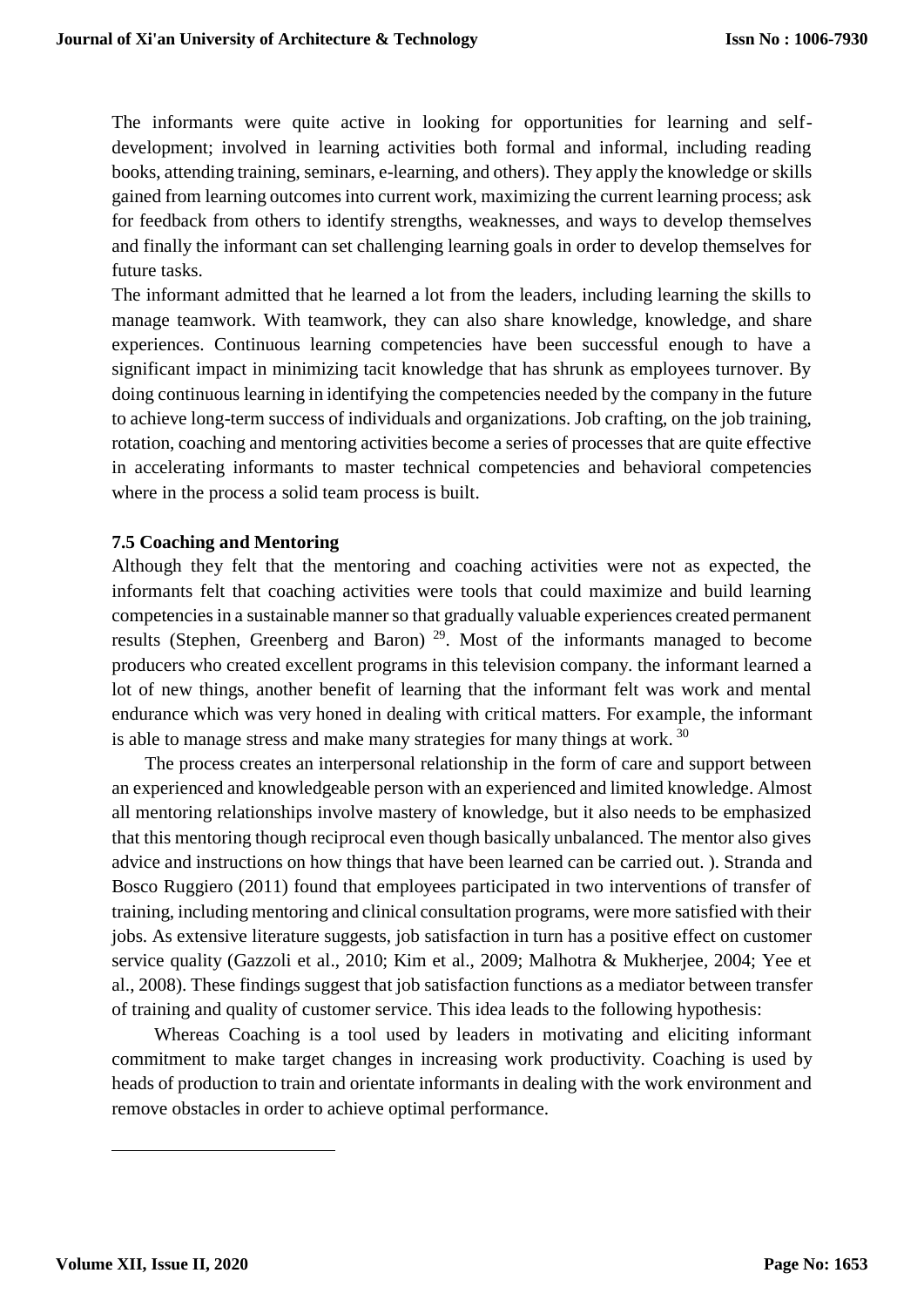The informants were quite active in looking for opportunities for learning and self-development; involved in learning activities both formal and informal, including reading books, attending training, seminars, e-learning, and others). They apply the knowledge or skills gained from learning outcomes into current work, maximizing the current learning process; ask for feedback from others to identify strengths, weaknesses, and ways to develop themselves and finally the informant can set challenging learning goals in order to develop themselves for future tasks.

The informant admitted that he learned a lot from the leaders, including learning the skills to manage teamwork. With teamwork, they can also share knowledge, knowledge, and share experiences. Continuous learning competencies have been successful enough to have a significant impact in minimizing tacit knowledge that has shrunk as employees turnover. By doing continuous learning in identifying the competencies needed by the company in the future to achieve long-term success of individuals and organizations. Job crafting, on the job training, rotation, coaching and mentoring activities become a series of processes that are quite effective in accelerating informants to master technical competencies and behavioral competencies where in the process a solid team process is built.

### 7.5 Coaching and Mentoring

Although they felt that the mentoring and coaching activities were not as expected, the informants felt that coaching activities were tools that could maximize and build learning competencies in a sustainable manner so that gradually valuable experiences created permanent results (Stephen, Greenberg and Baron) [29]. Most of the informants managed to become producers who created excellent programs in this television company. the informant learned a lot of new things, another benefit of learning that the informant felt was work and mental endurance which was very honed in dealing with critical matters. For example, the informant is able to manage stress and make many strategies for many things at work. [30]

The process creates an interpersonal relationship in the form of care and support between an experienced and knowledgeable person with an experienced and limited knowledge. Almost all mentoring relationships involve mastery of knowledge, but it also needs to be emphasized that this mentoring though reciprocal even though basically unbalanced. The mentor also gives advice and instructions on how things that have been learned can be carried out. ). Stranda and Bosco Ruggiero (2011) found that employees participated in two interventions of transfer of training, including mentoring and clinical consultation programs, were more satisfied with their jobs. As extensive literature suggests, job satisfaction in turn has a positive effect on customer service quality (Gazzoli et al., 2010; Kim et al., 2009; Malhotra & Mukherjee, 2004; Yee et al., 2008). These findings suggest that job satisfaction functions as a mediator between transfer of training and quality of customer service. This idea leads to the following hypothesis:

Whereas Coaching is a tool used by leaders in motivating and eliciting informant commitment to make target changes in increasing work productivity. Coaching is used by heads of production to train and orientate informants in dealing with the work environment and remove obstacles in order to achieve optimal performance.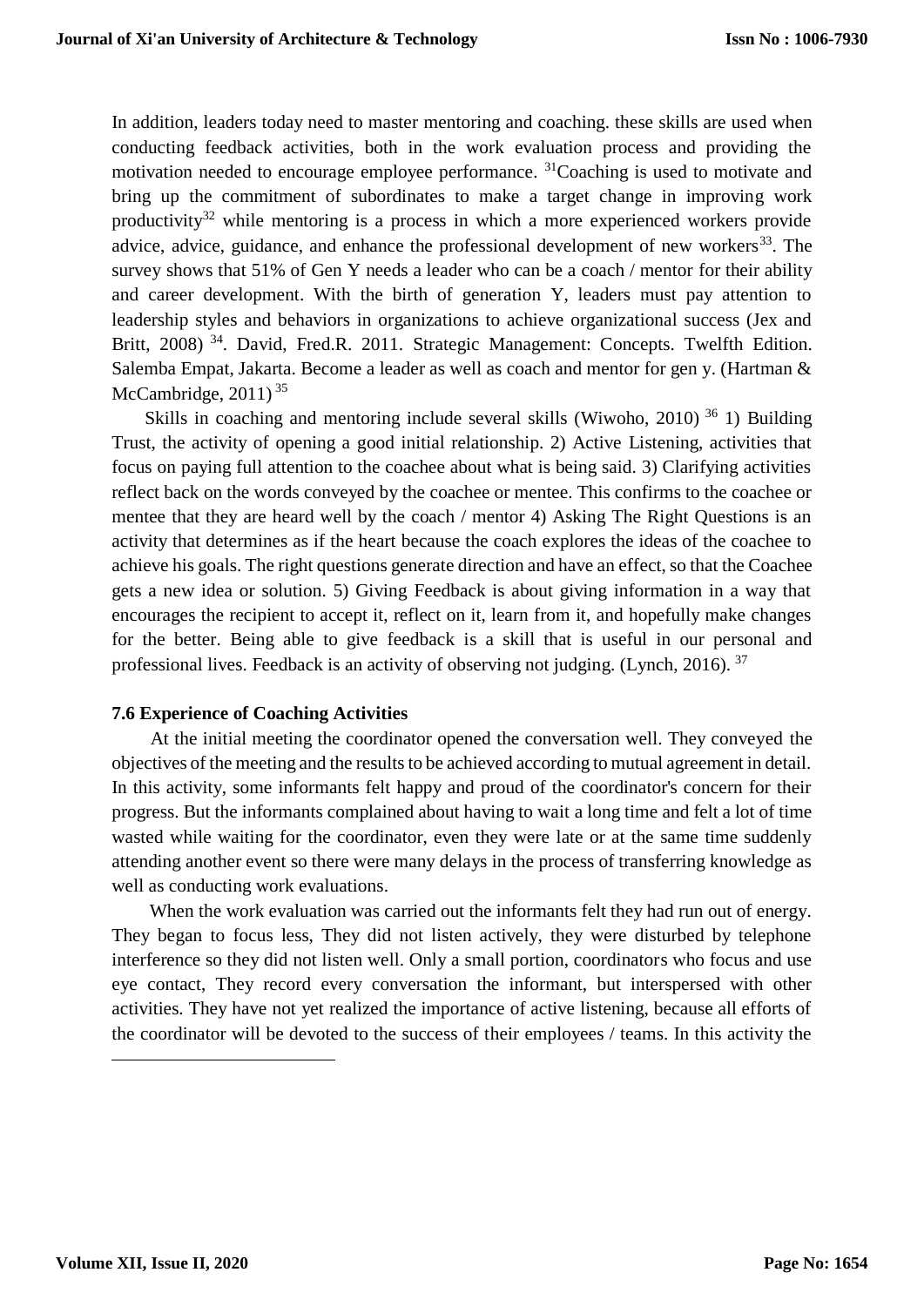In addition, leaders today need to master mentoring and coaching. these skills are used when conducting feedback activities, both in the work evaluation process and providing the motivation needed to encourage employee performance. [31]Coaching is used to motivate and bring up the commitment of subordinates to make a target change in improving work productivity[32] while mentoring is a process in which a more experienced workers provide advice, advice, guidance, and enhance the professional development of new workers[33]. The survey shows that 51% of Gen Y needs a leader who can be a coach / mentor for their ability and career development. With the birth of generation Y, leaders must pay attention to leadership styles and behaviors in organizations to achieve organizational success (Jex and Britt, 2008) [34]. David, Fred.R. 2011. Strategic Management: Concepts. Twelfth Edition. Salemba Empat, Jakarta. Become a leader as well as coach and mentor for gen y. (Hartman & McCambridge, 2011) [35]

Skills in coaching and mentoring include several skills (Wiwoho, 2010) [36] 1) Building Trust, the activity of opening a good initial relationship. 2) Active Listening, activities that focus on paying full attention to the coachee about what is being said. 3) Clarifying activities reflect back on the words conveyed by the coachee or mentee. This confirms to the coachee or mentee that they are heard well by the coach / mentor 4) Asking The Right Questions is an activity that determines as if the heart because the coach explores the ideas of the coachee to achieve his goals. The right questions generate direction and have an effect, so that the Coachee gets a new idea or solution. 5) Giving Feedback is about giving information in a way that encourages the recipient to accept it, reflect on it, learn from it, and hopefully make changes for the better. Being able to give feedback is a skill that is useful in our personal and professional lives. Feedback is an activity of observing not judging. (Lynch, 2016). [37]

**7.6 Experience of Coaching Activities**

At the initial meeting the coordinator opened the conversation well. They conveyed the objectives of the meeting and the results to be achieved according to mutual agreement in detail. In this activity, some informants felt happy and proud of the coordinator's concern for their progress. But the informants complained about having to wait a long time and felt a lot of time wasted while waiting for the coordinator, even they were late or at the same time suddenly attending another event so there were many delays in the process of transferring knowledge as well as conducting work evaluations.

When the work evaluation was carried out the informants felt they had run out of energy. They began to focus less, They did not listen actively, they were disturbed by telephone interference so they did not listen well. Only a small portion, coordinators who focus and use eye contact, They record every conversation the informant, but interspersed with other activities. They have not yet realized the importance of active listening, because all efforts of the coordinator will be devoted to the success of their employees / teams. In this activity the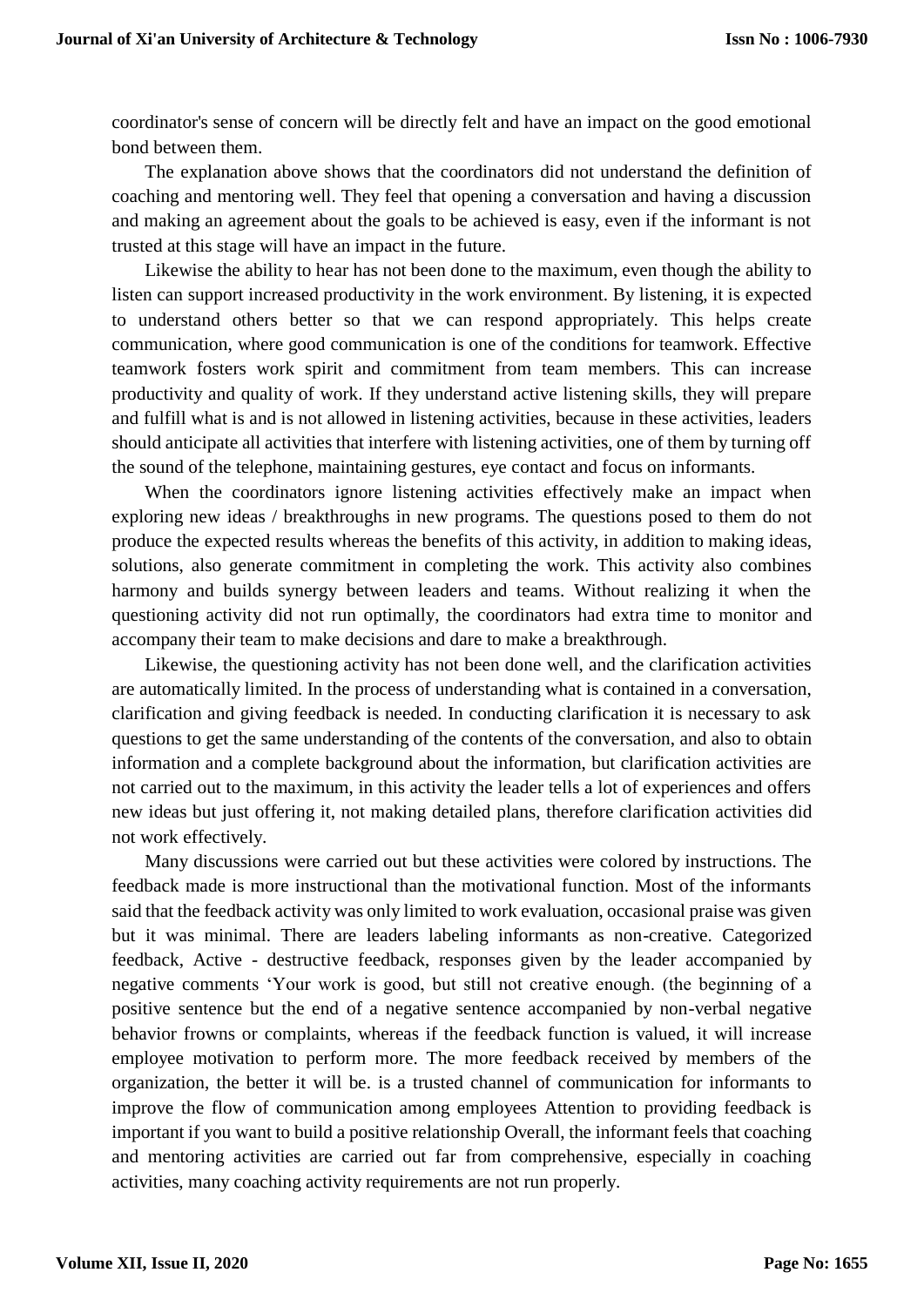coordinator's sense of concern will be directly felt and have an impact on the good emotional bond between them.

The explanation above shows that the coordinators did not understand the definition of coaching and mentoring well. They feel that opening a conversation and having a discussion and making an agreement about the goals to be achieved is easy, even if the informant is not trusted at this stage will have an impact in the future.

Likewise the ability to hear has not been done to the maximum, even though the ability to listen can support increased productivity in the work environment. By listening, it is expected to understand others better so that we can respond appropriately. This helps create communication, where good communication is one of the conditions for teamwork. Effective teamwork fosters work spirit and commitment from team members. This can increase productivity and quality of work. If they understand active listening skills, they will prepare and fulfill what is and is not allowed in listening activities, because in these activities, leaders should anticipate all activities that interfere with listening activities, one of them by turning off the sound of the telephone, maintaining gestures, eye contact and focus on informants.

When the coordinators ignore listening activities effectively make an impact when exploring new ideas / breakthroughs in new programs. The questions posed to them do not produce the expected results whereas the benefits of this activity, in addition to making ideas, solutions, also generate commitment in completing the work. This activity also combines harmony and builds synergy between leaders and teams. Without realizing it when the questioning activity did not run optimally, the coordinators had extra time to monitor and accompany their team to make decisions and dare to make a breakthrough.

Likewise, the questioning activity has not been done well, and the clarification activities are automatically limited. In the process of understanding what is contained in a conversation, clarification and giving feedback is needed. In conducting clarification it is necessary to ask questions to get the same understanding of the contents of the conversation, and also to obtain information and a complete background about the information, but clarification activities are not carried out to the maximum, in this activity the leader tells a lot of experiences and offers new ideas but just offering it, not making detailed plans, therefore clarification activities did not work effectively.

Many discussions were carried out but these activities were colored by instructions. The feedback made is more instructional than the motivational function. Most of the informants said that the feedback activity was only limited to work evaluation, occasional praise was given but it was minimal. There are leaders labeling informants as non-creative. Categorized feedback, Active - destructive feedback, responses given by the leader accompanied by negative comments 'Your work is good, but still not creative enough. (the beginning of a positive sentence but the end of a negative sentence accompanied by non-verbal negative behavior frowns or complaints, whereas if the feedback function is valued, it will increase employee motivation to perform more. The more feedback received by members of the organization, the better it will be. is a trusted channel of communication for informants to improve the flow of communication among employees Attention to providing feedback is important if you want to build a positive relationship Overall, the informant feels that coaching and mentoring activities are carried out far from comprehensive, especially in coaching activities, many coaching activity requirements are not run properly.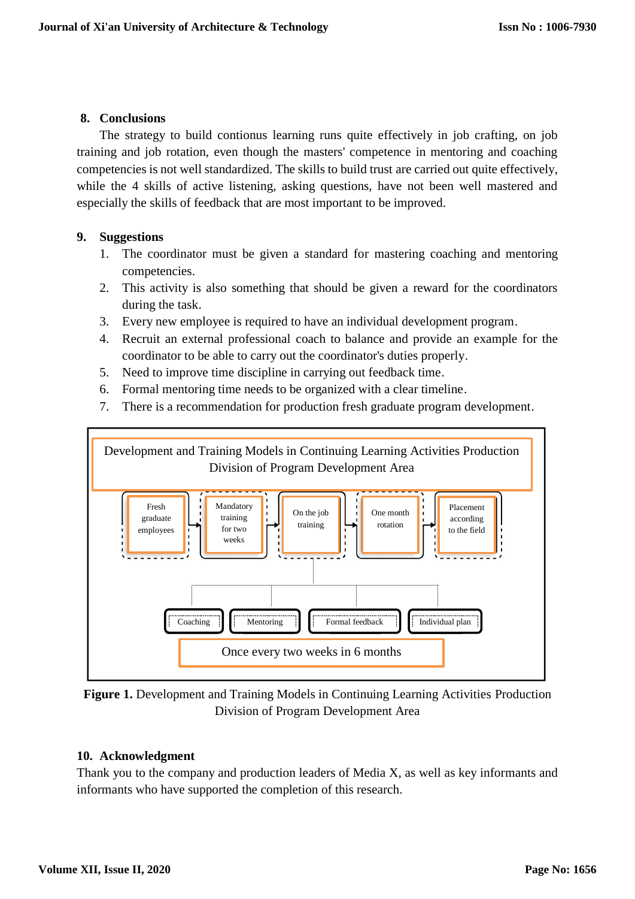## 8. Conclusions

The strategy to build contionus learning runs quite effectively in job crafting, on job training and job rotation, even though the masters' competence in mentoring and coaching competencies is not well standardized. The skills to build trust are carried out quite effectively, while the 4 skills of active listening, asking questions, have not been well mastered and especially the skills of feedback that are most important to be improved.

## 9. Suggestions

1. The coordinator must be given a standard for mastering coaching and mentoring competencies.
2. This activity is also something that should be given a reward for the coordinators during the task.
3. Every new employee is required to have an individual development program.
4. Recruit an external professional coach to balance and provide an example for the coordinator to be able to carry out the coordinator's duties properly.
5. Need to improve time discipline in carrying out feedback time.
6. Formal mentoring time needs to be organized with a clear timeline.
7. There is a recommendation for production fresh graduate program development.

Development and Training Models in Continuing Learning Activities Production Division of Program Development Area

Fresh graduate employees → Mandatory training for two weeks → On the job training → One month rotation → Placement according to the field

Coaching | Mentoring | Formal feedback | Individual plan

Once every two weeks in 6 months

**Figure 1.** Development and Training Models in Continuing Learning Activities Production Division of Program Development Area

## 10. Acknowledgment

Thank you to the company and production leaders of Media X, as well as key informants and informants who have supported the completion of this research.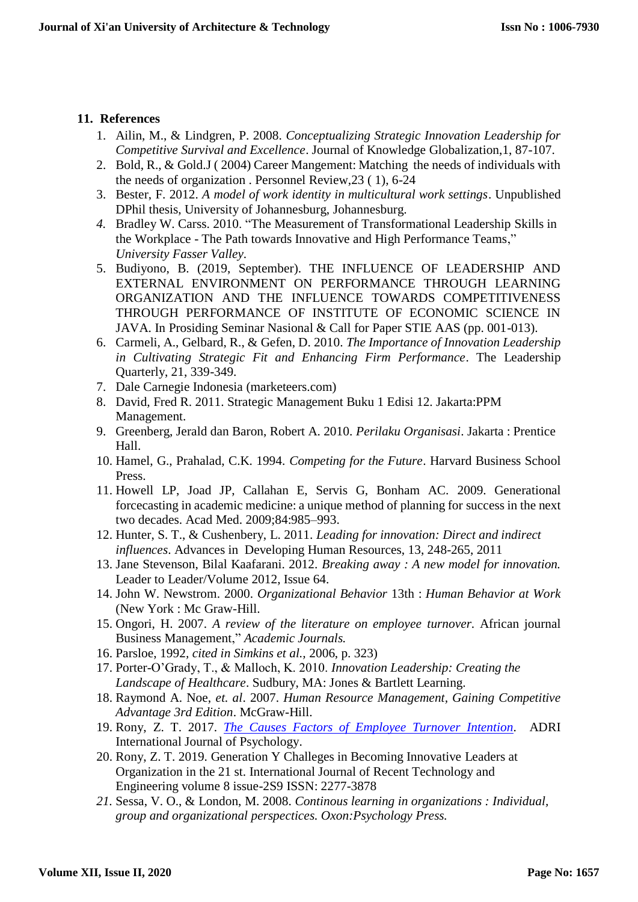## 11. References

1. Ailin, M., & Lindgren, P. 2008. *Conceptualizing Strategic Innovation Leadership for Competitive Survival and Excellence*. Journal of Knowledge Globalization,1, 87-107.
2. Bold, R., & Gold.J ( 2004) Career Mangement: Matching the needs of individuals with the needs of organization . Personnel Review,23 ( 1), 6-24
3. Bester, F. 2012. *A model of work identity in multicultural work settings*. Unpublished DPhil thesis, University of Johannesburg, Johannesburg.
4. Bradley W. Carss. 2010. "The Measurement of Transformational Leadership Skills in the Workplace - The Path towards Innovative and High Performance Teams," *University Fasser Valley*.
5. Budiyono, B. (2019, September). THE INFLUENCE OF LEADERSHIP AND EXTERNAL ENVIRONMENT ON PERFORMANCE THROUGH LEARNING ORGANIZATION AND THE INFLUENCE TOWARDS COMPETITIVENESS THROUGH PERFORMANCE OF INSTITUTE OF ECONOMIC SCIENCE IN JAVA. In Prosiding Seminar Nasional & Call for Paper STIE AAS (pp. 001-013).
6. Carmeli, A., Gelbard, R., & Gefen, D. 2010. *The Importance of Innovation Leadership in Cultivating Strategic Fit and Enhancing Firm Performance*. The Leadership Quarterly, 21, 339-349.
7. Dale Carnegie Indonesia (marketeers.com)
8. David, Fred R. 2011. Strategic Management Buku 1 Edisi 12. Jakarta:PPM Management.
9. Greenberg, Jerald dan Baron, Robert A. 2010. *Perilaku Organisasi*. Jakarta : Prentice Hall.
10. Hamel, G., Prahalad, C.K. 1994. *Competing for the Future*. Harvard Business School Press.
11. Howell LP, Joad JP, Callahan E, Servis G, Bonham AC. 2009. Generational forcecasting in academic medicine: a unique method of planning for success in the next two decades. Acad Med. 2009;84:985–993.
12. Hunter, S. T., & Cushenbery, L. 2011. *Leading for innovation: Direct and indirect influences*. Advances in Developing Human Resources, 13, 248-265, 2011
13. Jane Stevenson, Bilal Kaafarani. 2012. *Breaking away : A new model for innovation.* Leader to Leader/Volume 2012, Issue 64.
14. John W. Newstrom. 2000. *Organizational Behavior* 13th : *Human Behavior at Work* (New York : Mc Graw-Hill.
15. Ongori, H. 2007. *A review of the literature on employee turnover*. African journal Business Management," *Academic Journals.*
16. Parsloe, 1992, *cited in Simkins et al.*, 2006, p. 323)
17. Porter-O'Grady, T., & Malloch, K. 2010. *Innovation Leadership: Creating the Landscape of Healthcare*. Sudbury, MA: Jones & Bartlett Learning.
18. Raymond A. Noe, *et. al*. 2007. *Human Resource Management, Gaining Competitive Advantage 3rd Edition*. McGraw-Hill.
19. Rony, Z. T. 2017. *The Causes Factors of Employee Turnover Intention*. ADRI International Journal of Psychology.
20. Rony, Z. T. 2019. Generation Y Challeges in Becoming Innovative Leaders at Organization in the 21 st. International Journal of Recent Technology and Engineering volume 8 issue-2S9 ISSN: 2277-3878
21. Sessa, V. O., & London, M. 2008. *Continous learning in organizations : Individual, group and organizational perspectices. Oxon:Psychology Press.*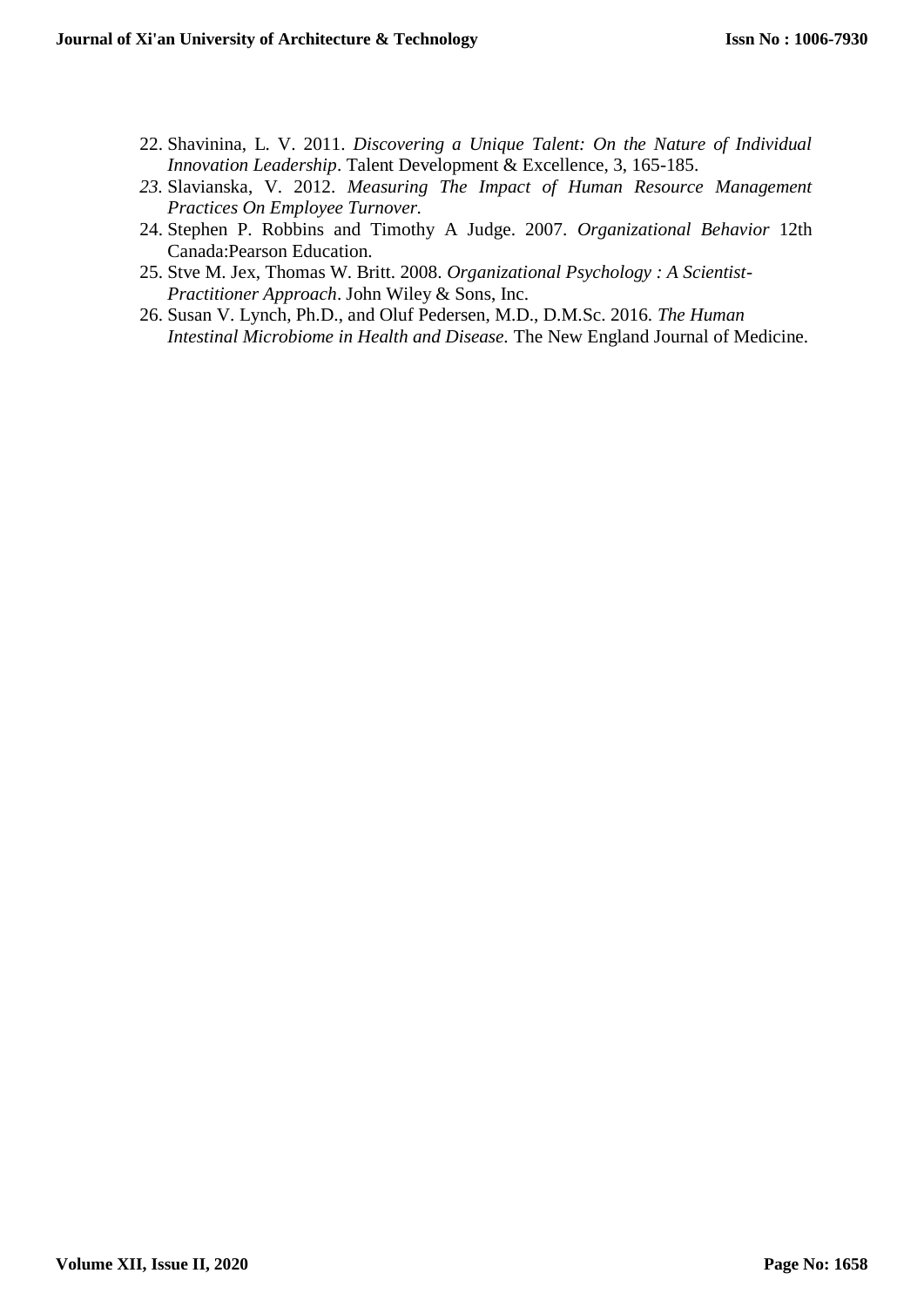22. Shavinina, L. V. 2011. *Discovering a Unique Talent: On the Nature of Individual Innovation Leadership*. Talent Development & Excellence, 3, 165-185.
23. Slavianska, V. 2012. *Measuring The Impact of Human Resource Management Practices On Employee Turnover.*
24. Stephen P. Robbins and Timothy A Judge. 2007. *Organizational Behavior* 12th Canada:Pearson Education.
25. Stve M. Jex, Thomas W. Britt. 2008. *Organizational Psychology : A Scientist-Practitioner Approach*. John Wiley & Sons, Inc.
26. Susan V. Lynch, Ph.D., and Oluf Pedersen, M.D., D.M.Sc. 2016. *The Human Intestinal Microbiome in Health and Disease.* The New England Journal of Medicine.